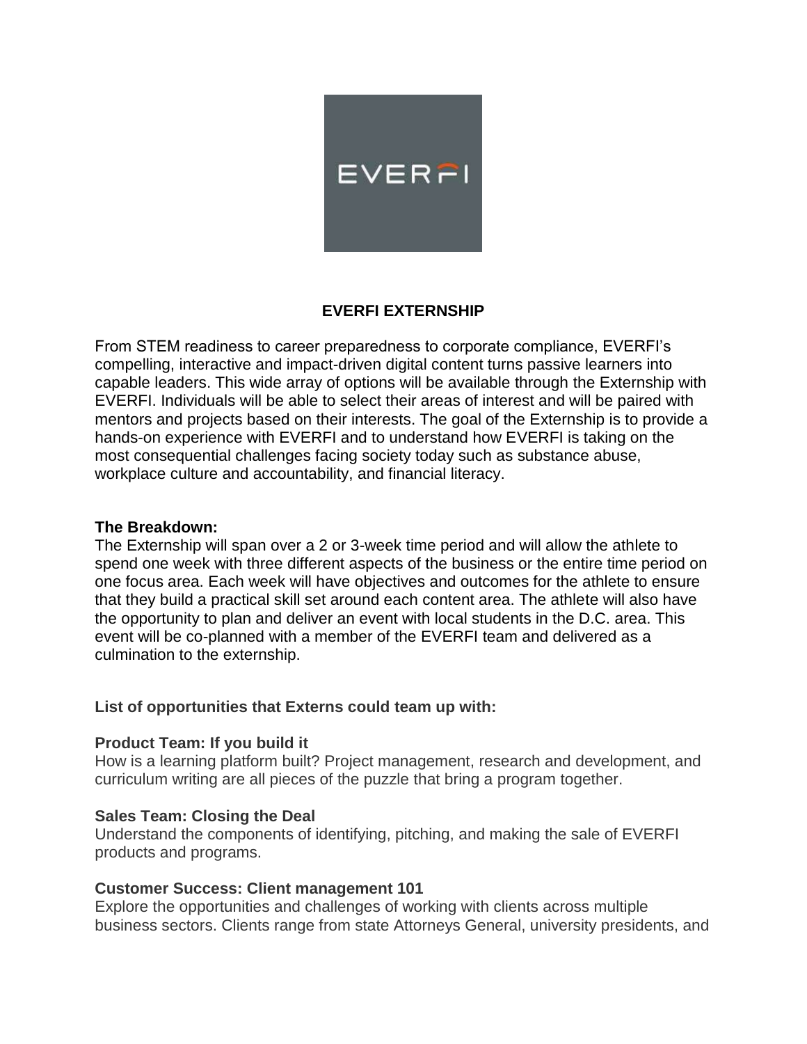# EVERFI EXTERNSHIP

From STEM readiness to career preparedness to corporate compliance, EVERFI's compelling, interactive and impact-driven digital content turns passive learners into capable leaders. This wide array of options will be available through the Externship with EVERFI. Individuals will be able to select their areas of interest and will be paired with mentors and projects based on their interests. The goal of the Externship is to provide a hands-on experience with EVERFI and to understand how EVERFI is taking on the most consequential challenges facing society today such as substance abuse, workplace culture and accountability, and financial literacy.

**The Breakdown:**
The Externship will span over a 2 or 3-week time period and will allow the athlete to spend one week with three different aspects of the business or the entire time period on one focus area. Each week will have objectives and outcomes for the athlete to ensure that they build a practical skill set around each content area. The athlete will also have the opportunity to plan and deliver an event with local students in the D.C. area. This event will be co-planned with a member of the EVERFI team and delivered as a culmination to the externship.

**List of opportunities that Externs could team up with:**

**Product Team: If you build it**
How is a learning platform built? Project management, research and development, and curriculum writing are all pieces of the puzzle that bring a program together.

**Sales Team: Closing the Deal**
Understand the components of identifying, pitching, and making the sale of EVERFI products and programs.

**Customer Success: Client management 101**
Explore the opportunities and challenges of working with clients across multiple business sectors. Clients range from state Attorneys General, university presidents, and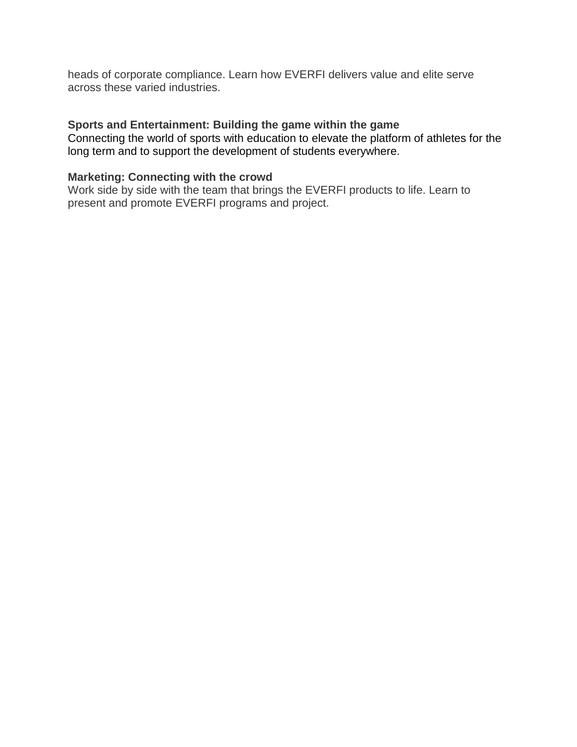heads of corporate compliance. Learn how EVERFI delivers value and elite serve across these varied industries.

**Sports and Entertainment: Building the game within the game**
Connecting the world of sports with education to elevate the platform of athletes for the long term and to support the development of students everywhere.

**Marketing: Connecting with the crowd**
Work side by side with the team that brings the EVERFI products to life. Learn to present and promote EVERFI programs and project.